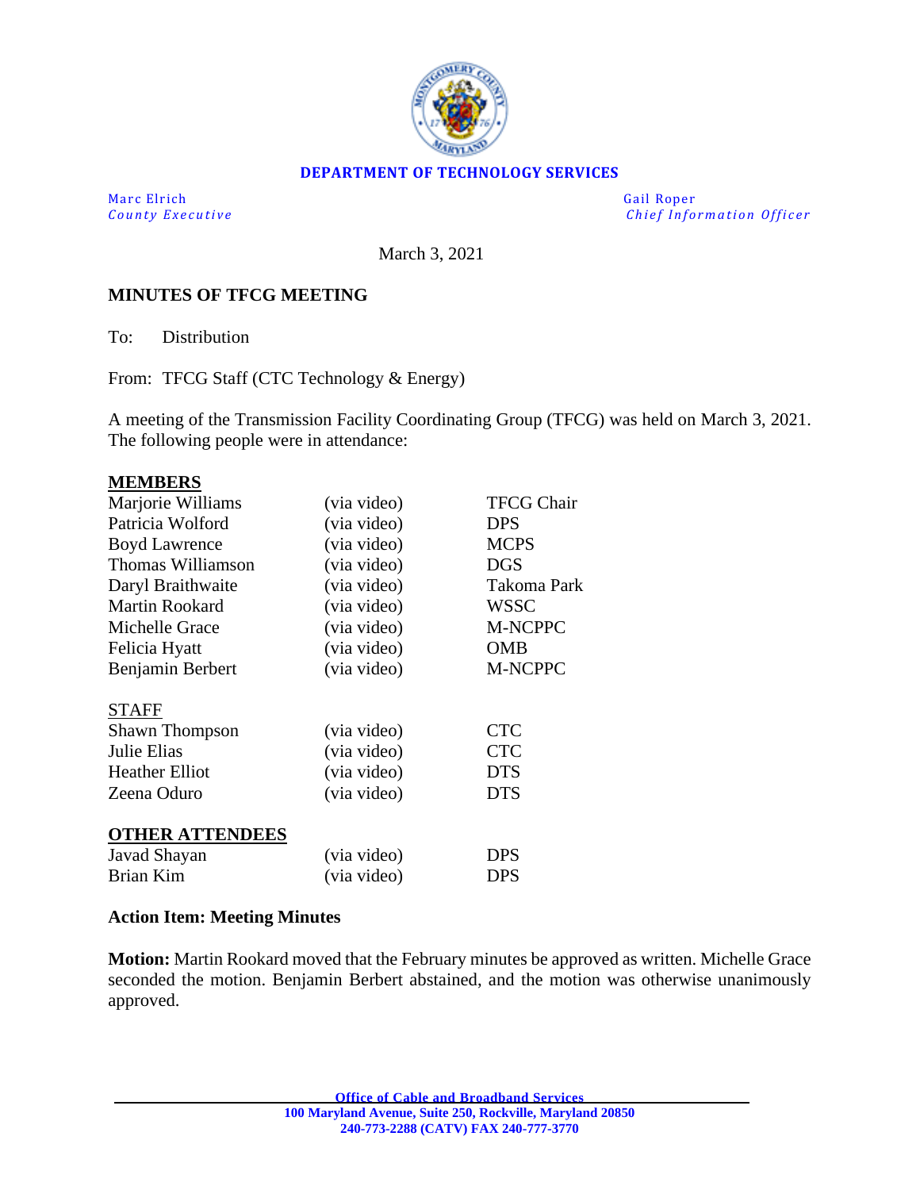**DEPARTMENT OF TECHNOLOGY SERVICES**

Marc Elrich
*County Executive*

Gail Roper
*Chief Information Officer*

March 3, 2021

**MINUTES OF TFCG MEETING**

To: Distribution

From: TFCG Staff (CTC Technology & Energy)

A meeting of the Transmission Facility Coordinating Group (TFCG) was held on March 3, 2021. The following people were in attendance:

**MEMBERS**

| | | |
|---|---|---|
| Marjorie Williams | (via video) | TFCG Chair |
| Patricia Wolford | (via video) | DPS |
| Boyd Lawrence | (via video) | MCPS |
| Thomas Williamson | (via video) | DGS |
| Daryl Braithwaite | (via video) | Takoma Park |
| Martin Rookard | (via video) | WSSC |
| Michelle Grace | (via video) | M-NCPPC |
| Felicia Hyatt | (via video) | OMB |
| Benjamin Berbert | (via video) | M-NCPPC |

STAFF

| | | |
|---|---|---|
| Shawn Thompson | (via video) | CTC |
| Julie Elias | (via video) | CTC |
| Heather Elliot | (via video) | DTS |
| Zeena Oduro | (via video) | DTS |

**OTHER ATTENDEES**

| | | |
|---|---|---|
| Javad Shayan | (via video) | DPS |
| Brian Kim | (via video) | DPS |

**Action Item: Meeting Minutes**

**Motion:** Martin Rookard moved that the February minutes be approved as written. Michelle Grace seconded the motion. Benjamin Berbert abstained, and the motion was otherwise unanimously approved.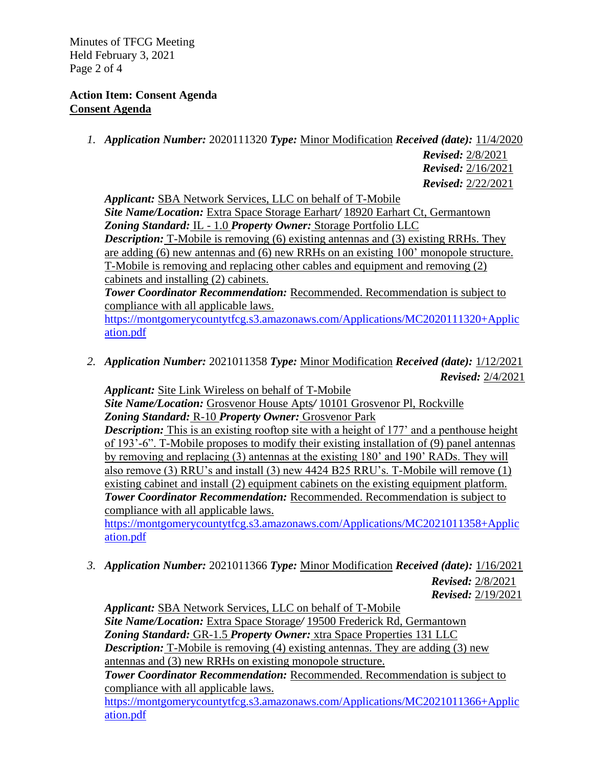**Action Item: Consent Agenda**

**Consent Agenda**

1. ***Application Number:*** 2020111320 ***Type:*** Minor Modification ***Received (date):*** 11/4/2020
   ***Revised:*** 2/8/2021
   ***Revised:*** 2/16/2021
   ***Revised:*** 2/22/2021

   ***Applicant:*** SBA Network Services, LLC on behalf of T-Mobile
   ***Site Name/Location:*** Extra Space Storage Earhart/ 18920 Earhart Ct, Germantown
   ***Zoning Standard:*** IL - 1.0 ***Property Owner:*** Storage Portfolio LLC
   ***Description:*** T-Mobile is removing (6) existing antennas and (3) existing RRHs. They are adding (6) new antennas and (6) new RRHs on an existing 100' monopole structure. T-Mobile is removing and replacing other cables and equipment and removing (2) cabinets and installing (2) cabinets.
   ***Tower Coordinator Recommendation:*** Recommended. Recommendation is subject to compliance with all applicable laws.
   https://montgomerycountytfcg.s3.amazonaws.com/Applications/MC2020111320+Application.pdf

2. ***Application Number:*** 2021011358 ***Type:*** Minor Modification ***Received (date):*** 1/12/2021
   ***Revised:*** 2/4/2021

   ***Applicant:*** Site Link Wireless on behalf of T-Mobile
   ***Site Name/Location:*** Grosvenor House Apts/ 10101 Grosvenor Pl, Rockville
   ***Zoning Standard:*** R-10 ***Property Owner:*** Grosvenor Park
   ***Description:*** This is an existing rooftop site with a height of 177' and a penthouse height of 193'-6". T-Mobile proposes to modify their existing installation of (9) panel antennas by removing and replacing (3) antennas at the existing 180' and 190' RADs. They will also remove (3) RRU's and install (3) new 4424 B25 RRU's. T-Mobile will remove (1) existing cabinet and install (2) equipment cabinets on the existing equipment platform.
   ***Tower Coordinator Recommendation:*** Recommended. Recommendation is subject to compliance with all applicable laws.
   https://montgomerycountytfcg.s3.amazonaws.com/Applications/MC2021011358+Application.pdf

3. ***Application Number:*** 2021011366 ***Type:*** Minor Modification ***Received (date):*** 1/16/2021
   ***Revised:*** 2/8/2021
   ***Revised:*** 2/19/2021

   ***Applicant:*** SBA Network Services, LLC on behalf of T-Mobile
   ***Site Name/Location:*** Extra Space Storage/ 19500 Frederick Rd, Germantown
   ***Zoning Standard:*** GR-1.5 ***Property Owner:*** xtra Space Properties 131 LLC
   ***Description:*** T-Mobile is removing (4) existing antennas. They are adding (3) new antennas and (3) new RRHs on existing monopole structure.
   ***Tower Coordinator Recommendation:*** Recommended. Recommendation is subject to compliance with all applicable laws.
   https://montgomerycountytfcg.s3.amazonaws.com/Applications/MC2021011366+Application.pdf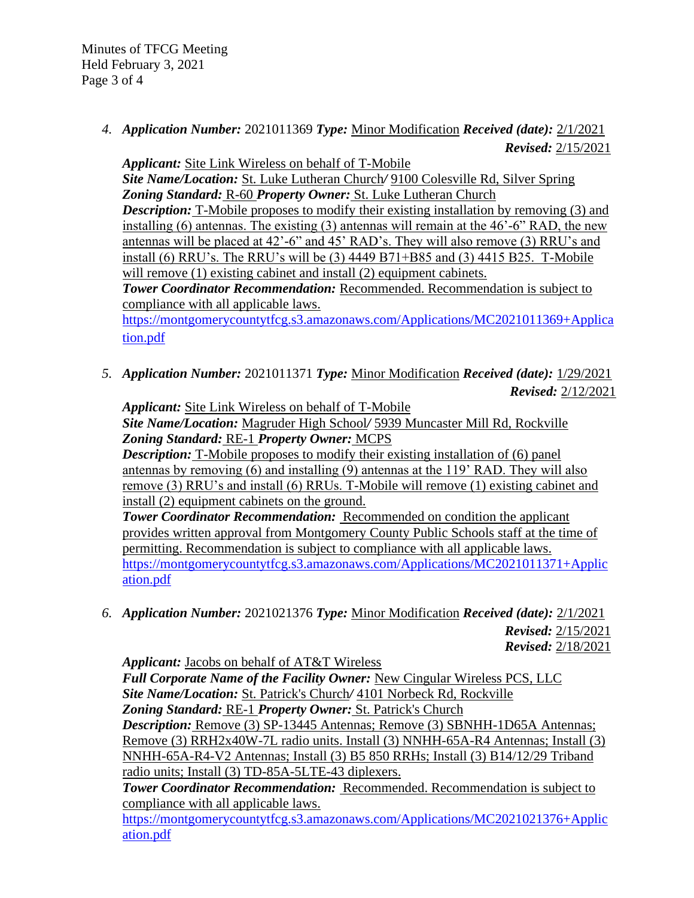4. ***Application Number:*** 2021011369 ***Type:*** Minor Modification ***Received (date):*** 2/1/2021
   ***Revised:*** 2/15/2021

   ***Applicant:*** Site Link Wireless on behalf of T-Mobile
   ***Site Name/Location:*** St. Luke Lutheran Church/ 9100 Colesville Rd, Silver Spring
   ***Zoning Standard:*** R-60 ***Property Owner:*** St. Luke Lutheran Church
   ***Description:*** T-Mobile proposes to modify their existing installation by removing (3) and installing (6) antennas. The existing (3) antennas will remain at the 46'-6" RAD, the new antennas will be placed at 42'-6" and 45' RAD's. They will also remove (3) RRU's and install (6) RRU's. The RRU's will be (3) 4449 B71+B85 and (3) 4415 B25. T-Mobile will remove (1) existing cabinet and install (2) equipment cabinets.
   ***Tower Coordinator Recommendation:*** Recommended. Recommendation is subject to compliance with all applicable laws.
   https://montgomerycountytfcg.s3.amazonaws.com/Applications/MC2021011369+Application.pdf

5. ***Application Number:*** 2021011371 ***Type:*** Minor Modification ***Received (date):*** 1/29/2021
   ***Revised:*** 2/12/2021

   ***Applicant:*** Site Link Wireless on behalf of T-Mobile
   ***Site Name/Location:*** Magruder High School/ 5939 Muncaster Mill Rd, Rockville
   ***Zoning Standard:*** RE-1 ***Property Owner:*** MCPS
   ***Description:*** T-Mobile proposes to modify their existing installation of (6) panel antennas by removing (6) and installing (9) antennas at the 119' RAD. They will also remove (3) RRU's and install (6) RRUs. T-Mobile will remove (1) existing cabinet and install (2) equipment cabinets on the ground.
   ***Tower Coordinator Recommendation:*** Recommended on condition the applicant provides written approval from Montgomery County Public Schools staff at the time of permitting. Recommendation is subject to compliance with all applicable laws.
   https://montgomerycountytfcg.s3.amazonaws.com/Applications/MC2021011371+Application.pdf

6. ***Application Number:*** 2021021376 ***Type:*** Minor Modification ***Received (date):*** 2/1/2021
   ***Revised:*** 2/15/2021
   ***Revised:*** 2/18/2021

   ***Applicant:*** Jacobs on behalf of AT&T Wireless
   ***Full Corporate Name of the Facility Owner:*** New Cingular Wireless PCS, LLC
   ***Site Name/Location:*** St. Patrick's Church/ 4101 Norbeck Rd, Rockville
   ***Zoning Standard:*** RE-1 ***Property Owner:*** St. Patrick's Church
   ***Description:*** Remove (3) SP-13445 Antennas; Remove (3) SBNHH-1D65A Antennas; Remove (3) RRH2x40W-7L radio units. Install (3) NNHH-65A-R4 Antennas; Install (3) NNHH-65A-R4-V2 Antennas; Install (3) B5 850 RRHs; Install (3) B14/12/29 Triband radio units; Install (3) TD-85A-5LTE-43 diplexers.
   ***Tower Coordinator Recommendation:*** Recommended. Recommendation is subject to compliance with all applicable laws.
   https://montgomerycountytfcg.s3.amazonaws.com/Applications/MC2021021376+Application.pdf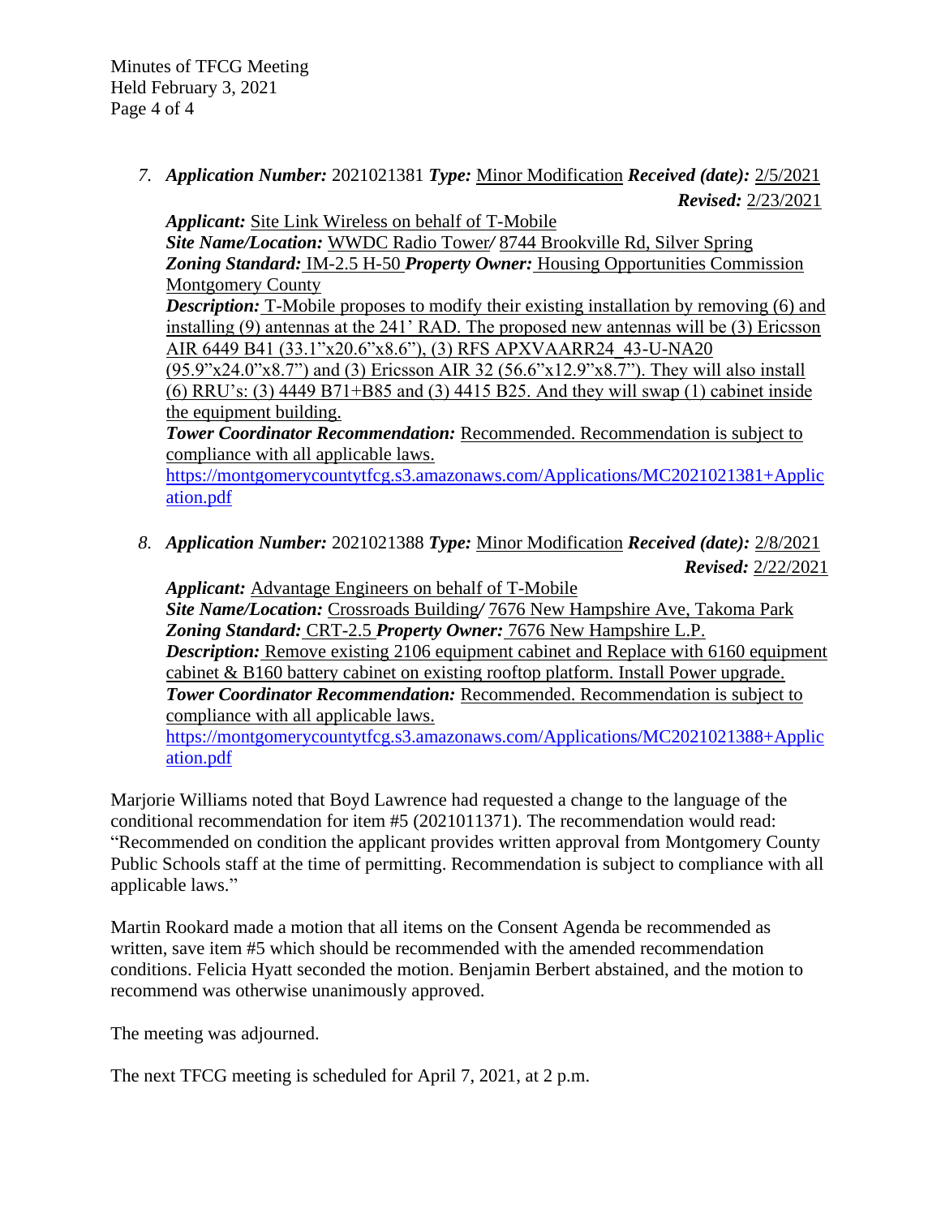7. ***Application Number:*** 2021021381 ***Type:*** Minor Modification ***Received (date):*** 2/5/2021 ***Revised:*** 2/23/2021

   ***Applicant:*** Site Link Wireless on behalf of T-Mobile
   ***Site Name/Location:*** WWDC Radio Tower/ 8744 Brookville Rd, Silver Spring
   ***Zoning Standard:*** IM-2.5 H-50 ***Property Owner:*** Housing Opportunities Commission Montgomery County
   ***Description:*** T-Mobile proposes to modify their existing installation by removing (6) and installing (9) antennas at the 241' RAD. The proposed new antennas will be (3) Ericsson AIR 6449 B41 (33.1"x20.6"x8.6"), (3) RFS APXVAARR24_43-U-NA20 (95.9"x24.0"x8.7") and (3) Ericsson AIR 32 (56.6"x12.9"x8.7"). They will also install (6) RRU's: (3) 4449 B71+B85 and (3) 4415 B25. And they will swap (1) cabinet inside the equipment building.
   ***Tower Coordinator Recommendation:*** Recommended. Recommendation is subject to compliance with all applicable laws.
   https://montgomerycountytfcg.s3.amazonaws.com/Applications/MC2021021381+Application.pdf

8. ***Application Number:*** 2021021388 ***Type:*** Minor Modification ***Received (date):*** 2/8/2021 ***Revised:*** 2/22/2021

   ***Applicant:*** Advantage Engineers on behalf of T-Mobile
   ***Site Name/Location:*** Crossroads Building/ 7676 New Hampshire Ave, Takoma Park
   ***Zoning Standard:*** CRT-2.5 ***Property Owner:*** 7676 New Hampshire L.P.
   ***Description:*** Remove existing 2106 equipment cabinet and Replace with 6160 equipment cabinet & B160 battery cabinet on existing rooftop platform. Install Power upgrade.
   ***Tower Coordinator Recommendation:*** Recommended. Recommendation is subject to compliance with all applicable laws.
   https://montgomerycountytfcg.s3.amazonaws.com/Applications/MC2021021388+Application.pdf

Marjorie Williams noted that Boyd Lawrence had requested a change to the language of the conditional recommendation for item #5 (2021011371). The recommendation would read: "Recommended on condition the applicant provides written approval from Montgomery County Public Schools staff at the time of permitting. Recommendation is subject to compliance with all applicable laws."

Martin Rookard made a motion that all items on the Consent Agenda be recommended as written, save item #5 which should be recommended with the amended recommendation conditions. Felicia Hyatt seconded the motion. Benjamin Berbert abstained, and the motion to recommend was otherwise unanimously approved.

The meeting was adjourned.

The next TFCG meeting is scheduled for April 7, 2021, at 2 p.m.